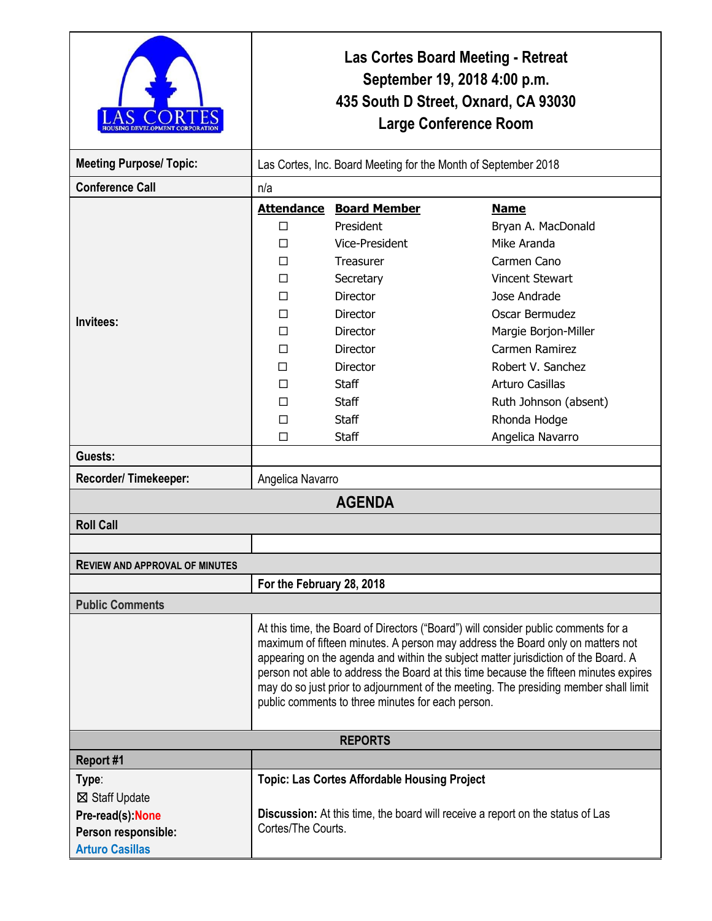# Las Cortes Board Meeting - Retreat

**September 19, 2018 4:00 p.m.**
**435 South D Street, Oxnard, CA 93030**
**Large Conference Room**

LAS CORTES HOUSING DEVELOPMENT CORPORATION

| | |
|---|---|
| **Meeting Purpose/ Topic:** | Las Cortes, Inc. Board Meeting for the Month of September 2018 |
| **Conference Call** | n/a |

**Invitees:**

| Attendance | Board Member | Name |
|---|---|---|
| ☐ | President | Bryan A. MacDonald |
| ☐ | Vice-President | Mike Aranda |
| ☐ | Treasurer | Carmen Cano |
| ☐ | Secretary | Vincent Stewart |
| ☐ | Director | Jose Andrade |
| ☐ | Director | Oscar Bermudez |
| ☐ | Director | Margie Borjon-Miller |
| ☐ | Director | Carmen Ramirez |
| ☐ | Director | Robert V. Sanchez |
| ☐ | Staff | Arturo Casillas |
| ☐ | Staff | Ruth Johnson (absent) |
| ☐ | Staff | Rhonda Hodge |
| ☐ | Staff | Angelica Navarro |

**Guests:**

**Recorder/ Timekeeper:** Angelica Navarro

## AGENDA

### Roll Call

### REVIEW AND APPROVAL OF MINUTES

**For the February 28, 2018**

### Public Comments

At this time, the Board of Directors ("Board") will consider public comments for a maximum of fifteen minutes. A person may address the Board only on matters not appearing on the agenda and within the subject matter jurisdiction of the Board. A person not able to address the Board at this time because the fifteen minutes expires may do so just prior to adjournment of the meeting. The presiding member shall limit public comments to three minutes for each person.

### REPORTS

**Report #1**

| | |
|---|---|
| **Type**:<br>☒ Staff Update<br>**Pre-read(s):None**<br>**Person responsible:**<br>**Arturo Casillas** | **Topic: Las Cortes Affordable Housing Project**<br><br>**Discussion:** At this time, the board will receive a report on the status of Las Cortes/The Courts. |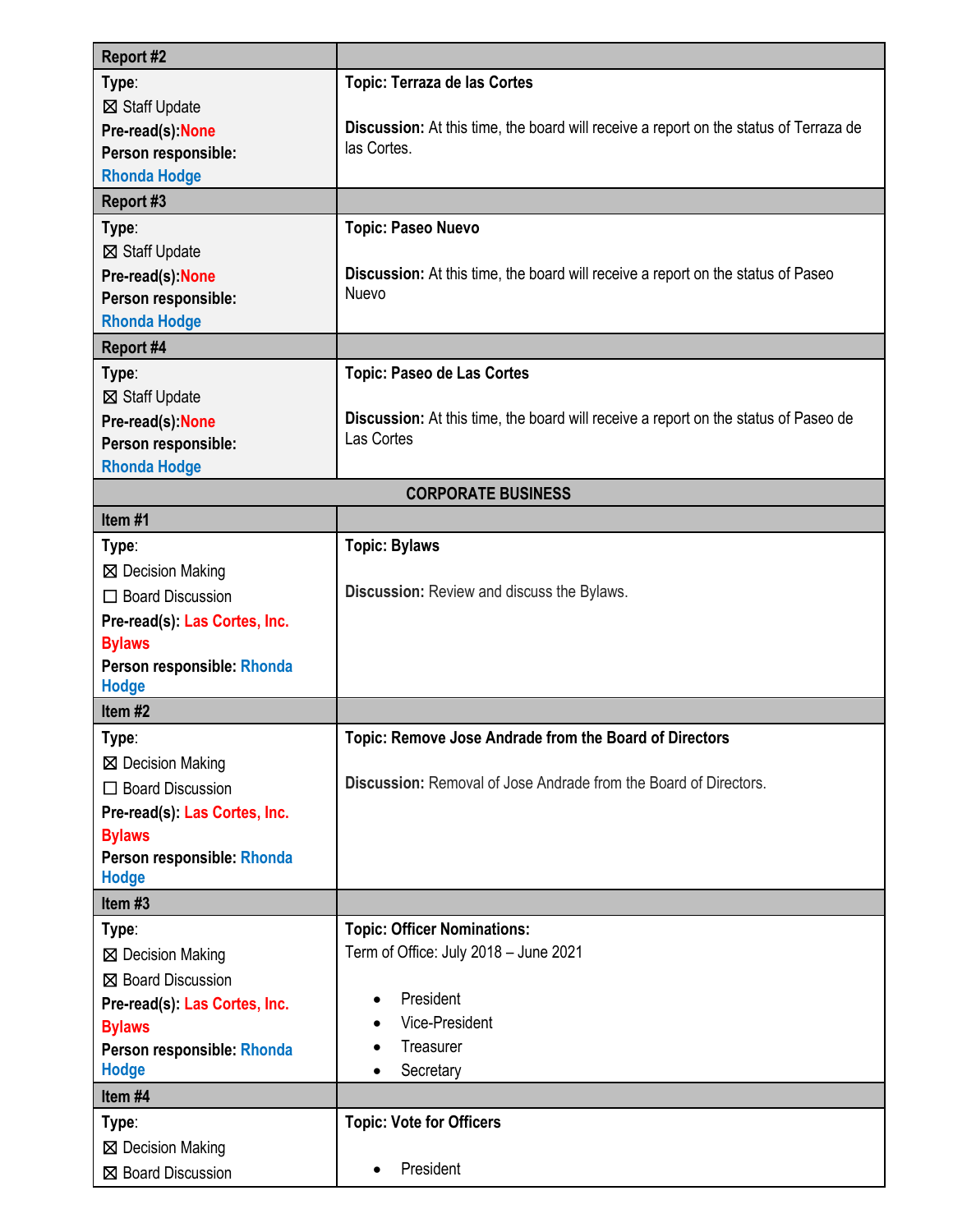| Report #2 | |
|---|---|
| **Type**:<br>☒ Staff Update<br>**Pre-read(s):**None<br>**Person responsible:**<br>Rhonda Hodge | **Topic: Terraza de las Cortes**<br><br>**Discussion:** At this time, the board will receive a report on the status of Terraza de las Cortes. |
| **Report #3** | |
| **Type**:<br>☒ Staff Update<br>**Pre-read(s):**None<br>**Person responsible:**<br>Rhonda Hodge | **Topic: Paseo Nuevo**<br><br>**Discussion:** At this time, the board will receive a report on the status of Paseo Nuevo |
| **Report #4** | |
| **Type**:<br>☒ Staff Update<br>**Pre-read(s):**None<br>**Person responsible:**<br>Rhonda Hodge | **Topic: Paseo de Las Cortes**<br><br>**Discussion:** At this time, the board will receive a report on the status of Paseo de Las Cortes |
| **CORPORATE BUSINESS** | |
| **Item #1** | |
| **Type**:<br>☒ Decision Making<br>☐ Board Discussion<br>**Pre-read(s):** Las Cortes, Inc. Bylaws<br>**Person responsible:** Rhonda Hodge | **Topic: Bylaws**<br><br>**Discussion:** Review and discuss the Bylaws. |
| **Item #2** | |
| **Type**:<br>☒ Decision Making<br>☐ Board Discussion<br>**Pre-read(s):** Las Cortes, Inc. Bylaws<br>**Person responsible:** Rhonda Hodge | **Topic: Remove Jose Andrade from the Board of Directors**<br><br>**Discussion:** Removal of Jose Andrade from the Board of Directors. |
| **Item #3** | |
| **Type**:<br>☒ Decision Making<br>☒ Board Discussion<br>**Pre-read(s):** Las Cortes, Inc. Bylaws<br>**Person responsible:** Rhonda Hodge | **Topic: Officer Nominations:**<br>Term of Office: July 2018 – June 2021<br><br>• President<br>• Vice-President<br>• Treasurer<br>• Secretary |
| **Item #4** | |
| **Type**:<br>☒ Decision Making<br>☒ Board Discussion | **Topic: Vote for Officers**<br><br>• President |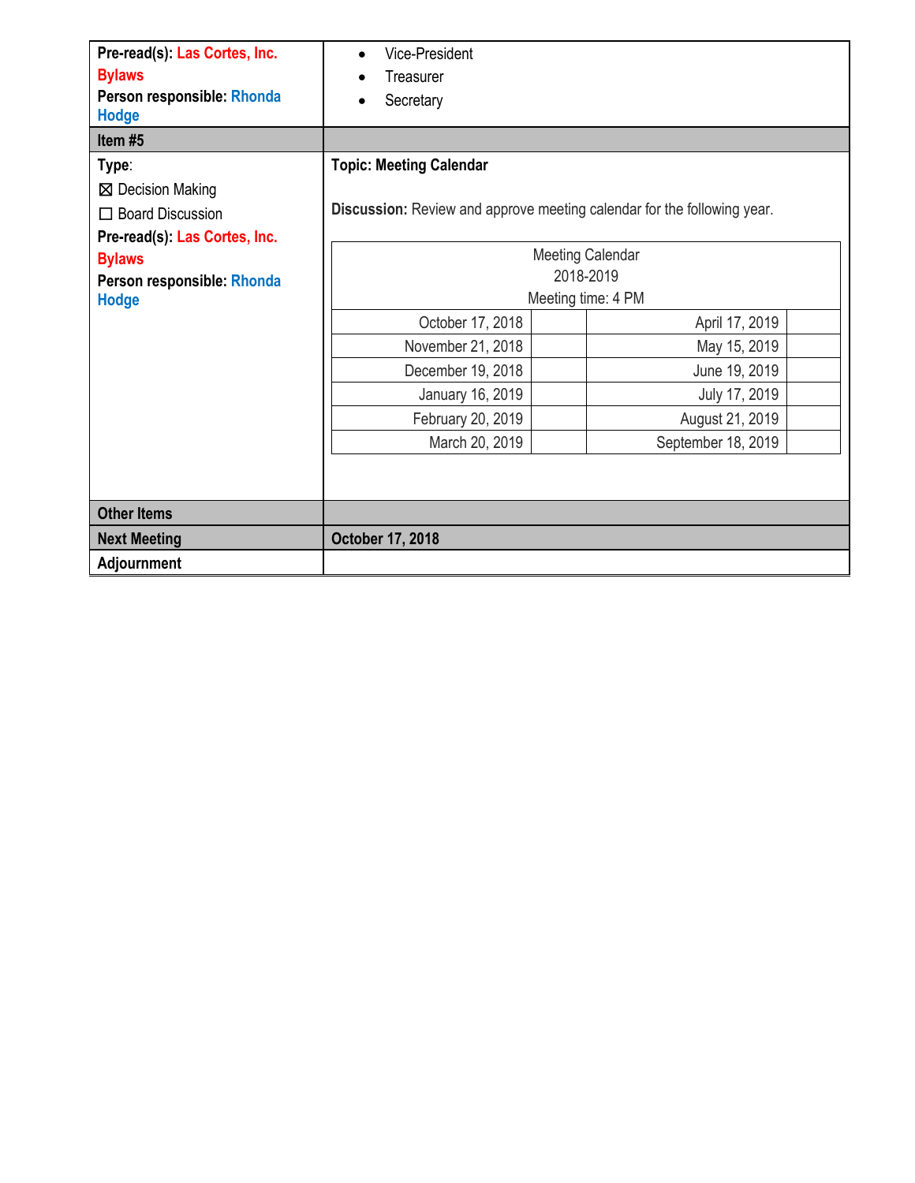| | |
|---|---|
| **Pre-read(s): Las Cortes, Inc. Bylaws**<br>**Person responsible: Rhonda Hodge** | • Vice-President<br>• Treasurer<br>• Secretary |
| **Item #5** | |
| **Type**:<br>☒ Decision Making<br>☐ Board Discussion<br>**Pre-read(s): Las Cortes, Inc. Bylaws**<br>**Person responsible: Rhonda Hodge** | **Topic: Meeting Calendar**<br><br>**Discussion:** Review and approve meeting calendar for the following year. |
| **Other Items** | |
| **Next Meeting** | **October 17, 2018** |
| **Adjournment** | |

Meeting Calendar
2018-2019
Meeting time: 4 PM

| | | | |
|---|---|---|---|
| October 17, 2018 | | April 17, 2019 | |
| November 21, 2018 | | May 15, 2019 | |
| December 19, 2018 | | June 19, 2019 | |
| January 16, 2019 | | July 17, 2019 | |
| February 20, 2019 | | August 21, 2019 | |
| March 20, 2019 | | September 18, 2019 | |